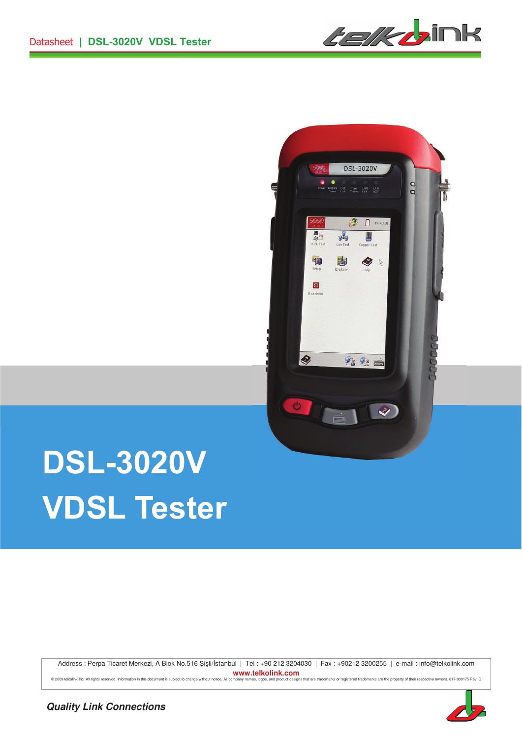Datasheet | **DSL-3020V VDSL Tester**

# DSL-3020V

# VDSL Tester

Address : Perpa Ticaret Merkezi, A Blok No.516 Şişli/İstanbul | Tel : +90 212 3204030 | Fax : +90212 3200255 | e-mail : info@telkolink.com

**www.telkolink.com**

© 2009 telcolink Inc. All rights reserved. Information in this document is subject to change without notice. All company names, logos, and product designs that are trademarks or registered trademarks are the property of their respective owners. 617-000175 Rev. C

***Quality Link Connections***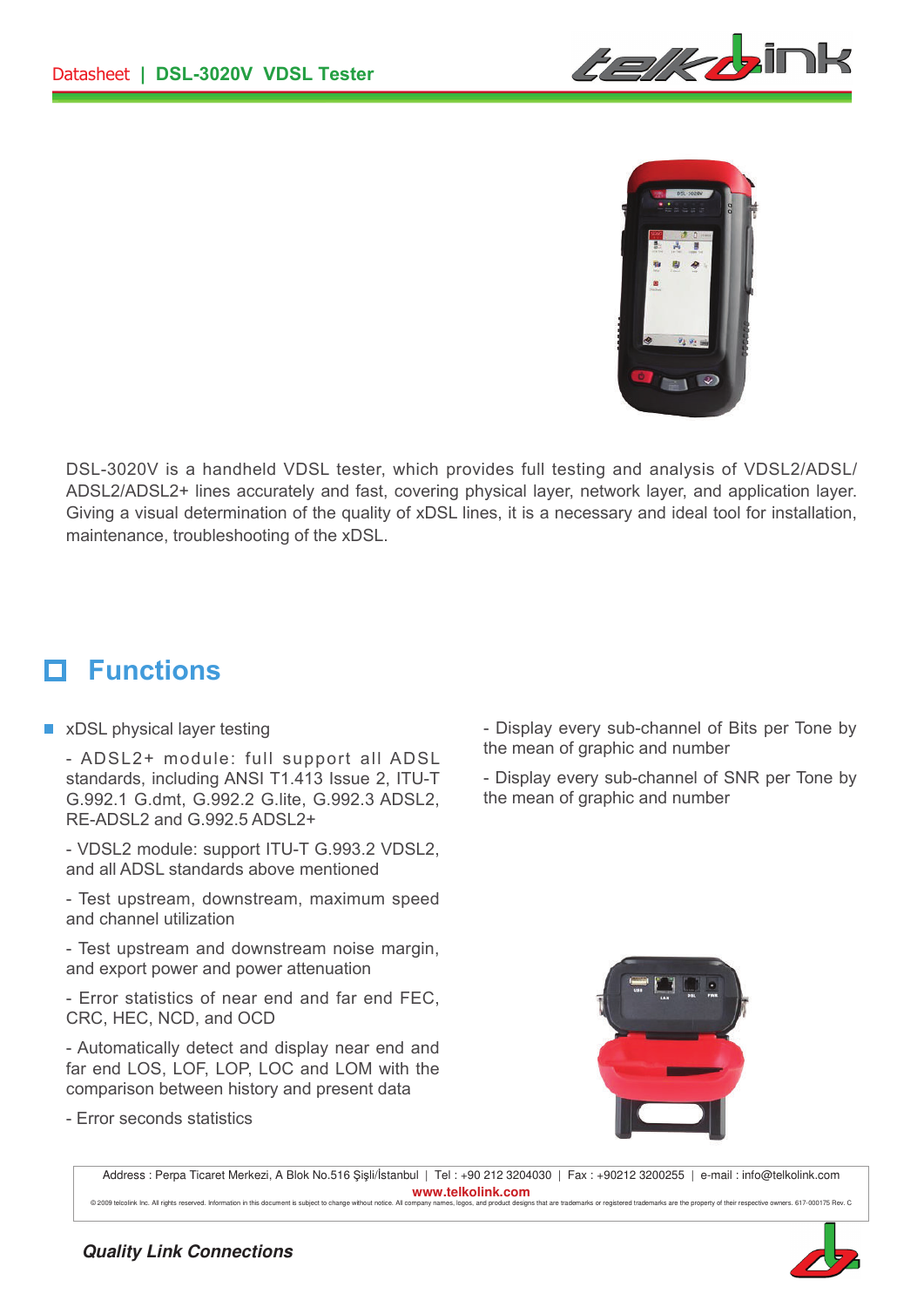DSL-3020V is a handheld VDSL tester, which provides full testing and analysis of VDSL2/ADSL/ADSL2/ADSL2+ lines accurately and fast, covering physical layer, network layer, and application layer. Giving a visual determination of the quality of xDSL lines, it is a necessary and ideal tool for installation, maintenance, troubleshooting of the xDSL.

## Functions

- xDSL physical layer testing

  - ADSL2+ module: full support all ADSL standards, including ANSI T1.413 Issue 2, ITU-T G.992.1 G.dmt, G.992.2 G.lite, G.992.3 ADSL2, RE-ADSL2 and G.992.5 ADSL2+

  - VDSL2 module: support ITU-T G.993.2 VDSL2, and all ADSL standards above mentioned

  - Test upstream, downstream, maximum speed and channel utilization

  - Test upstream and downstream noise margin, and export power and power attenuation

  - Error statistics of near end and far end FEC, CRC, HEC, NCD, and OCD

  - Automatically detect and display near end and far end LOS, LOF, LOP, LOC and LOM with the comparison between history and present data

  - Error seconds statistics

  - Display every sub-channel of Bits per Tone by the mean of graphic and number

  - Display every sub-channel of SNR per Tone by the mean of graphic and number

Address : Perpa Ticaret Merkezi, A Blok No.516 Şişli/İstanbul | Tel : +90 212 3204030 | Fax : +90212 3200255 | e-mail : info@telkolink.com
www.telkolink.com

© 2009 telcolink Inc. All rights reserved. Information in this document is subject to change without notice. All company names, logos, and product designs that are trademarks or registered trademarks are the property of their respective owners. 617-000175 Rev. C

*Quality Link Connections*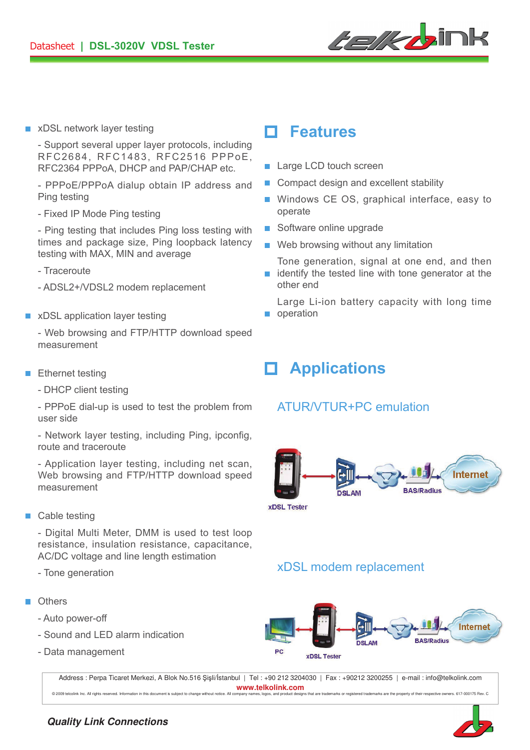- xDSL network layer testing

  - Support several upper layer protocols, including RFC2684, RFC1483, RFC2516 PPPoE, RFC2364 PPPoA, DHCP and PAP/CHAP etc.

  - PPPoE/PPPoA dialup obtain IP address and Ping testing

  - Fixed IP Mode Ping testing

  - Ping testing that includes Ping loss testing with times and package size, Ping loopback latency testing with MAX, MIN and average

  - Traceroute

  - ADSL2+/VDSL2 modem replacement

- xDSL application layer testing

  - Web browsing and FTP/HTTP download speed measurement

- Ethernet testing

  - DHCP client testing

  - PPPoE dial-up is used to test the problem from user side

  - Network layer testing, including Ping, ipconfig, route and traceroute

  - Application layer testing, including net scan, Web browsing and FTP/HTTP download speed measurement

- Cable testing

  - Digital Multi Meter, DMM is used to test loop resistance, insulation resistance, capacitance, AC/DC voltage and line length estimation

  - Tone generation

- Others

  - Auto power-off

  - Sound and LED alarm indication

  - Data management

## Features

- Large LCD touch screen
- Compact design and excellent stability
- Windows CE OS, graphical interface, easy to operate
- Software online upgrade
- Web browsing without any limitation
- Tone generation, signal at one end, and then identify the tested line with tone generator at the other end
- Large Li-ion battery capacity with long time operation

## Applications

### ATUR/VTUR+PC emulation

xDSL Tester — DSLAM — BAS/Radius — Internet

### xDSL modem replacement

PC — xDSL Tester — DSLAM — BAS/Radius — Internet

Address : Perpa Ticaret Merkezi, A Blok No.516 Şişli/İstanbul | Tel : +90 212 3204030 | Fax : +90212 3200255 | e-mail : info@telkolink.com

www.telkolink.com

© 2009 telcolink Inc. All rights reserved. Information in this document is subject to change without notice. All company names, logos, and product designs that are trademarks or registered trademarks are the property of their respective owners. 617-000175 Rev. C

*Quality Link Connections*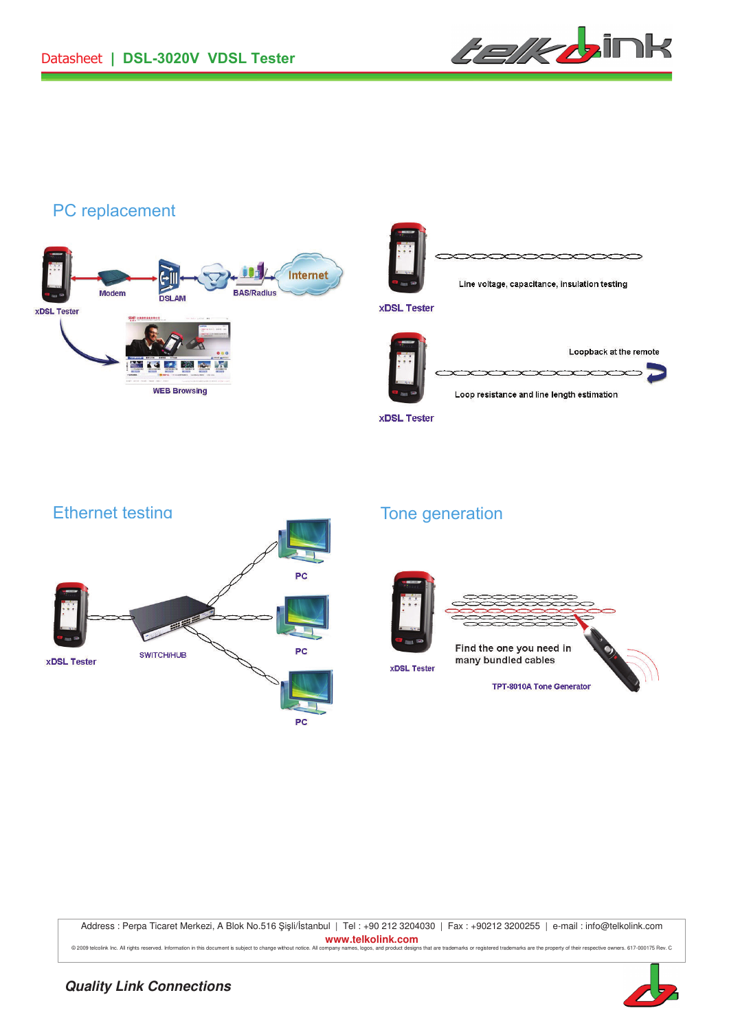## PC replacement

xDSL Tester — Modem — DSLAM — BAS/Radius — Internet

WEB Browsing

xDSL Tester

Line voltage, capacitance, insulation testing

xDSL Tester

Loopback at the remote

Loop resistance and line length estimation

## Ethernet testing

xDSL Tester

SWITCH/HUB

PC

PC

PC

## Tone generation

xDSL Tester

Find the one you need in many bundled cables

TPT-8010A Tone Generator

Address : Perpa Ticaret Merkezi, A Blok No.516 Şişli/İstanbul | Tel : +90 212 3204030 | Fax : +90212 3200255 | e-mail : info@telkolink.com

**www.telkolink.com**

© 2009 telcolink Inc. All rights reserved. Information in this document is subject to change without notice. All company names, logos, and product designs that are trademarks or registered trademarks are the property of their respective owners. 617-000175 Rev. C

***Quality Link Connections***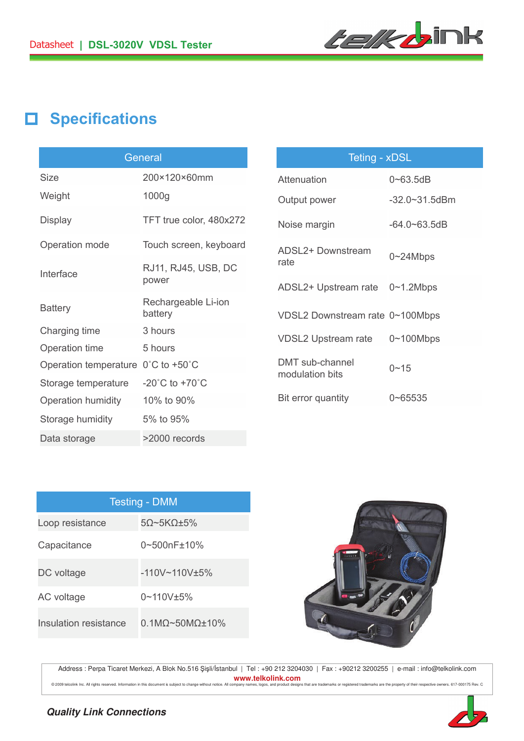# Specifications

| General | |
|---|---|
| Size | 200×120×60mm |
| Weight | 1000g |
| Display | TFT true color, 480x272 |
| Operation mode | Touch screen, keyboard |
| Interface | RJ11, RJ45, USB, DC power |
| Battery | Rechargeable Li-ion battery |
| Charging time | 3 hours |
| Operation time | 5 hours |
| Operation temperature | 0˚C to +50˚C |
| Storage temperature | -20˚C to +70˚C |
| Operation humidity | 10% to 90% |
| Storage humidity | 5% to 95% |
| Data storage | >2000 records |

| Teting - xDSL | |
|---|---|
| Attenuation | 0~63.5dB |
| Output power | -32.0~31.5dBm |
| Noise margin | -64.0~63.5dB |
| ADSL2+ Downstream rate | 0~24Mbps |
| ADSL2+ Upstream rate | 0~1.2Mbps |
| VDSL2 Downstream rate | 0~100Mbps |
| VDSL2 Upstream rate | 0~100Mbps |
| DMT sub-channel modulation bits | 0~15 |
| Bit error quantity | 0~65535 |

| Testing - DMM | |
|---|---|
| Loop resistance | 5Ω~5KΩ±5% |
| Capacitance | 0~500nF±10% |
| DC voltage | -110V~110V±5% |
| AC voltage | 0~110V±5% |
| Insulation resistance | 0.1MΩ~50MΩ±10% |

Address : Perpa Ticaret Merkezi, A Blok No.516 Şişli/İstanbul | Tel : +90 212 3204030 | Fax : +90212 3200255 | e-mail : info@telkolink.com

www.telkolink.com

© 2009 telcolink Inc. All rights reserved. Information in this document is subject to change without notice. All company names, logos, and product designs that are trademarks or registered trademarks are the property of their respective owners. 617-000175 Rev. C

***Quality Link Connections***